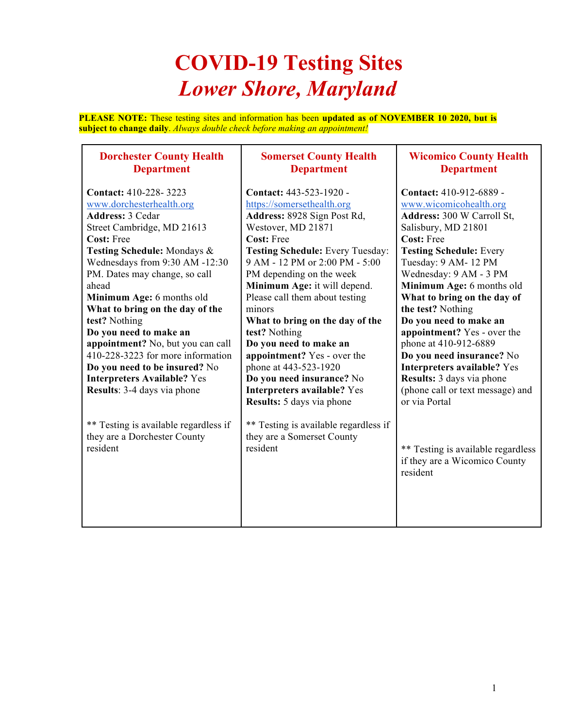# COVID-19 Testing Sites
# *Lower Shore, Maryland*

**PLEASE NOTE:** These testing sites and information has been **updated as of NOVEMBER 10 2020, but is subject to change daily**. *Always double check before making an appointment!*

| Dorchester County Health Department | Somerset County Health Department | Wicomico County Health Department |
|---|---|---|
| **Contact:** 410-228- 3223 www.dorchesterhealth.org<br>**Address:** 3 Cedar Street Cambridge, MD 21613<br>**Cost:** Free<br>**Testing Schedule:** Mondays & Wednesdays from 9:30 AM -12:30 PM. Dates may change, so call ahead<br>**Minimum Age:** 6 months old<br>**What to bring on the day of the test?** Nothing<br>**Do you need to make an appointment?** No, but you can call 410-228-3223 for more information<br>**Do you need to be insured?** No<br>**Interpreters Available?** Yes<br>**Results**: 3-4 days via phone<br><br>** Testing is available regardless if they are a Dorchester County resident | **Contact:** 443-523-1920 - https://somersethealth.org<br>**Address:** 8928 Sign Post Rd, Westover, MD 21871<br>**Cost:** Free<br>**Testing Schedule:** Every Tuesday: 9 AM - 12 PM or 2:00 PM - 5:00 PM depending on the week<br>**Minimum Age:** it will depend. Please call them about testing minors<br>**What to bring on the day of the test?** Nothing<br>**Do you need to make an appointment?** Yes - over the phone at 443-523-1920<br>**Do you need insurance?** No<br>**Interpreters available?** Yes<br>**Results:** 5 days via phone<br><br>** Testing is available regardless if they are a Somerset County resident | **Contact:** 410-912-6889 - www.wicomicohealth.org<br>**Address:** 300 W Carroll St, Salisbury, MD 21801<br>**Cost:** Free<br>**Testing Schedule:** Every Tuesday: 9 AM- 12 PM Wednesday: 9 AM - 3 PM<br>**Minimum Age:** 6 months old<br>**What to bring on the day of the test?** Nothing<br>**Do you need to make an appointment?** Yes - over the phone at 410-912-6889<br>**Do you need insurance?** No<br>**Interpreters available?** Yes<br>**Results:** 3 days via phone (phone call or text message) and or via Portal<br><br>** Testing is available regardless if they are a Wicomico County resident |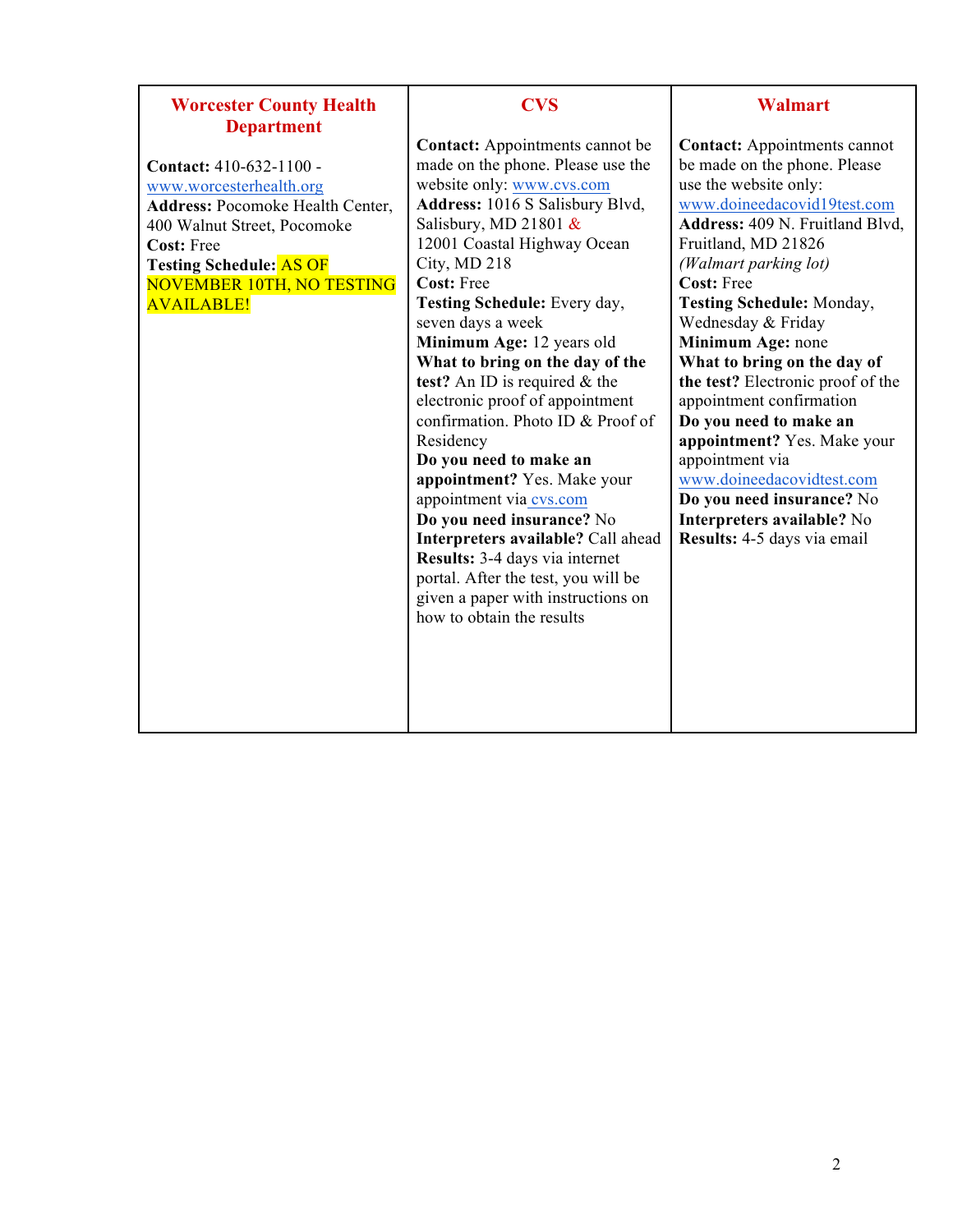| Worcester County Health Department | CVS | Walmart |
|---|---|---|
| **Contact:** 410-632-1100 - www.worcesterhealth.org<br>**Address:** Pocomoke Health Center, 400 Walnut Street, Pocomoke<br>**Cost:** Free<br>**Testing Schedule:** AS OF NOVEMBER 10TH, NO TESTING AVAILABLE! | **Contact:** Appointments cannot be made on the phone. Please use the website only: www.cvs.com<br>**Address:** 1016 S Salisbury Blvd, Salisbury, MD 21801 & 12001 Coastal Highway Ocean City, MD 218<br>**Cost:** Free<br>**Testing Schedule:** Every day, seven days a week<br>**Minimum Age:** 12 years old<br>**What to bring on the day of the test?** An ID is required & the electronic proof of appointment confirmation. Photo ID & Proof of Residency<br>**Do you need to make an appointment?** Yes. Make your appointment via cvs.com<br>**Do you need insurance?** No<br>**Interpreters available?** Call ahead<br>**Results:** 3-4 days via internet portal. After the test, you will be given a paper with instructions on how to obtain the results | **Contact:** Appointments cannot be made on the phone. Please use the website only: www.doineedacovid19test.com<br>**Address:** 409 N. Fruitland Blvd, Fruitland, MD 21826 *(Walmart parking lot)*<br>**Cost:** Free<br>**Testing Schedule:** Monday, Wednesday & Friday<br>**Minimum Age:** none<br>**What to bring on the day of the test?** Electronic proof of the appointment confirmation<br>**Do you need to make an appointment?** Yes. Make your appointment via www.doineedacovidtest.com<br>**Do you need insurance?** No<br>**Interpreters available?** No<br>**Results:** 4-5 days via email |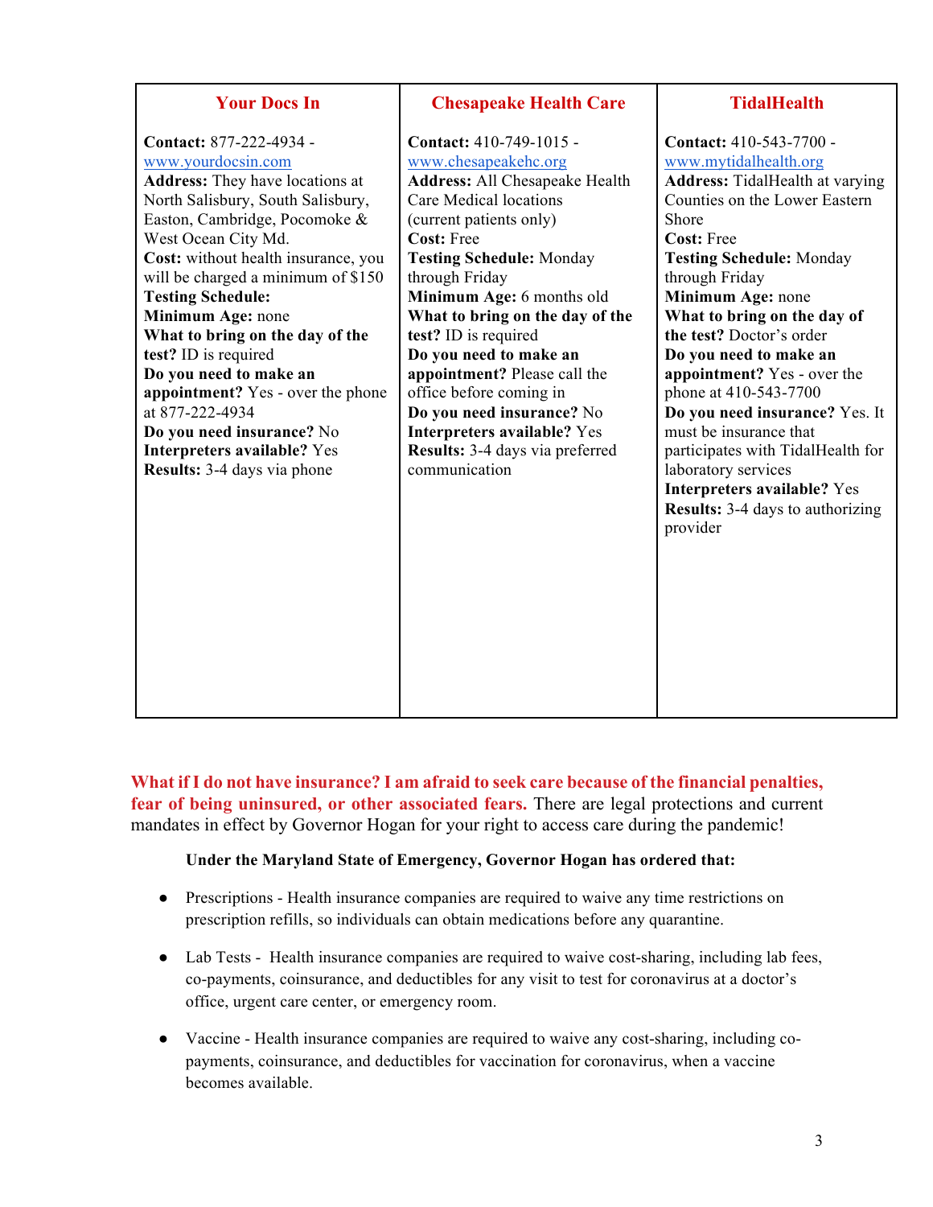| Your Docs In | Chesapeake Health Care | TidalHealth |
|---|---|---|
| **Contact:** 877-222-4934 - www.yourdocsin.com<br>**Address:** They have locations at North Salisbury, South Salisbury, Easton, Cambridge, Pocomoke & West Ocean City Md.<br>**Cost:** without health insurance, you will be charged a minimum of $150<br>**Testing Schedule:**<br>**Minimum Age:** none<br>**What to bring on the day of the test?** ID is required<br>**Do you need to make an appointment?** Yes - over the phone at 877-222-4934<br>**Do you need insurance?** No<br>**Interpreters available?** Yes<br>**Results:** 3-4 days via phone | **Contact:** 410-749-1015 - www.chesapeakehc.org<br>**Address:** All Chesapeake Health Care Medical locations (current patients only)<br>**Cost:** Free<br>**Testing Schedule:** Monday through Friday<br>**Minimum Age:** 6 months old<br>**What to bring on the day of the test?** ID is required<br>**Do you need to make an appointment?** Please call the office before coming in<br>**Do you need insurance?** No<br>**Interpreters available?** Yes<br>**Results:** 3-4 days via preferred communication | **Contact:** 410-543-7700 - www.mytidalhealth.org<br>**Address:** TidalHealth at varying Counties on the Lower Eastern Shore<br>**Cost:** Free<br>**Testing Schedule:** Monday through Friday<br>**Minimum Age:** none<br>**What to bring on the day of the test?** Doctor's order<br>**Do you need to make an appointment?** Yes - over the phone at 410-543-7700<br>**Do you need insurance?** Yes. It must be insurance that participates with TidalHealth for laboratory services<br>**Interpreters available?** Yes<br>**Results:** 3-4 days to authorizing provider |

**What if I do not have insurance? I am afraid to seek care because of the financial penalties, fear of being uninsured, or other associated fears.** There are legal protections and current mandates in effect by Governor Hogan for your right to access care during the pandemic!

**Under the Maryland State of Emergency, Governor Hogan has ordered that:**

- Prescriptions - Health insurance companies are required to waive any time restrictions on prescription refills, so individuals can obtain medications before any quarantine.
- Lab Tests - Health insurance companies are required to waive cost-sharing, including lab fees, co-payments, coinsurance, and deductibles for any visit to test for coronavirus at a doctor's office, urgent care center, or emergency room.
- Vaccine - Health insurance companies are required to waive any cost-sharing, including co-payments, coinsurance, and deductibles for vaccination for coronavirus, when a vaccine becomes available.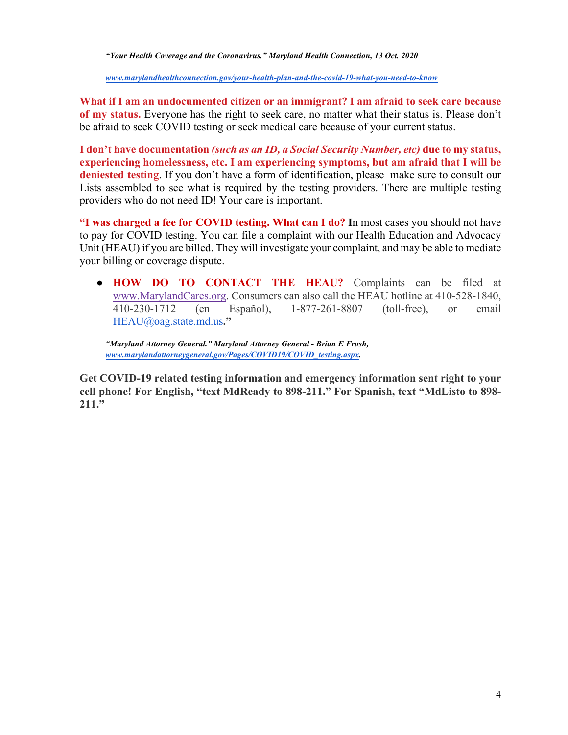*"Your Health Coverage and the Coronavirus." Maryland Health Connection, 13 Oct. 2020*

*www.marylandhealthconnection.gov/your-health-plan-and-the-covid-19-what-you-need-to-know*

**What if I am an undocumented citizen or an immigrant? I am afraid to seek care because of my status.** Everyone has the right to seek care, no matter what their status is. Please don't be afraid to seek COVID testing or seek medical care because of your current status.

**I don't have documentation *(such as an ID, a Social Security Number, etc)* due to my status, experiencing homelessness, etc. I am experiencing symptoms, but am afraid that I will be deniested testing**. If you don't have a form of identification, please make sure to consult our Lists assembled to see what is required by the testing providers. There are multiple testing providers who do not need ID! Your care is important.

**"I was charged a fee for COVID testing. What can I do? I**n most cases you should not have to pay for COVID testing. You can file a complaint with our Health Education and Advocacy Unit (HEAU) if you are billed. They will investigate your complaint, and may be able to mediate your billing or coverage dispute.

- **HOW DO TO CONTACT THE HEAU?** Complaints can be filed at www.MarylandCares.org. Consumers can also call the HEAU hotline at 410-528-1840, 410-230-1712 (en Español), 1-877-261-8807 (toll-free), or email HEAU@oag.state.md.us**."**

*"Maryland Attorney General." Maryland Attorney General - Brian E Frosh, www.marylandattorneygeneral.gov/Pages/COVID19/COVID_testing.aspx.*

**Get COVID-19 related testing information and emergency information sent right to your cell phone! For English, "text MdReady to 898-211." For Spanish, text "MdListo to 898-211."**